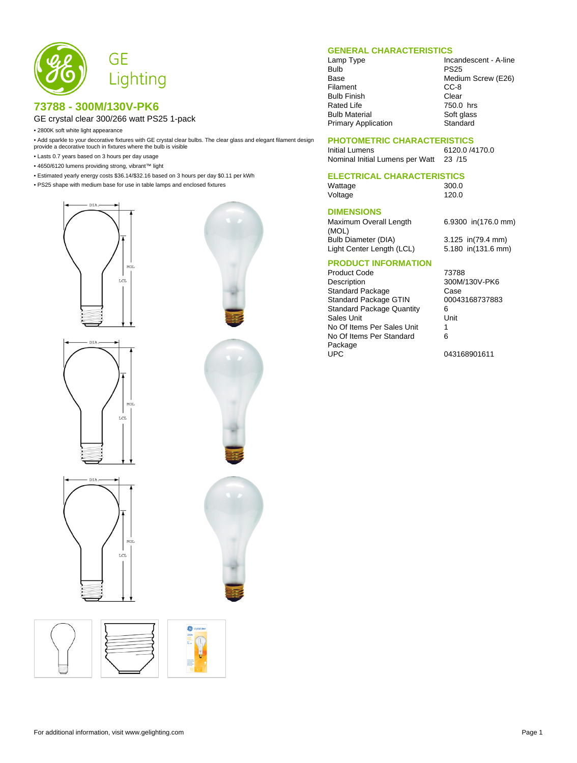GE Lighting

## 73788 - 300M/130V-PK6

GE crystal clear 300/266 watt PS25 1-pack

- 2800K soft white light appearance
- Add sparkle to your decorative fixtures with GE crystal clear bulbs. The clear glass and elegant filament design provide a decorative touch in fixtures where the bulb is visible
- Lasts 0.7 years based on 3 hours per day usage
- 4650/6120 lumens providing strong, vibrant™ light
- Estimated yearly energy costs $36.14/$32.16 based on 3 hours per day $0.11 per kWh
- PS25 shape with medium base for use in table lamps and enclosed fixtures

### GENERAL CHARACTERISTICS

| | |
|---|---|
| Lamp Type | Incandescent - A-line |
| Bulb | PS25 |
| Base | Medium Screw (E26) |
| Filament | CC-8 |
| Bulb Finish | Clear |
| Rated Life | 750.0 hrs |
| Bulb Material | Soft glass |
| Primary Application | Standard |

### PHOTOMETRIC CHARACTERISTICS

| | |
|---|---|
| Initial Lumens | 6120.0 /4170.0 |
| Nominal Initial Lumens per Watt | 23 /15 |

### ELECTRICAL CHARACTERISTICS

| | |
|---|---|
| Wattage | 300.0 |
| Voltage | 120.0 |

### DIMENSIONS

| | |
|---|---|
| Maximum Overall Length (MOL) | 6.9300 in(176.0 mm) |
| Bulb Diameter (DIA) | 3.125 in(79.4 mm) |
| Light Center Length (LCL) | 5.180 in(131.6 mm) |

### PRODUCT INFORMATION

| | |
|---|---|
| Product Code | 73788 |
| Description | 300M/130V-PK6 |
| Standard Package | Case |
| Standard Package GTIN | 00043168737883 |
| Standard Package Quantity | 6 |
| Sales Unit | Unit |
| No Of Items Per Sales Unit | 1 |
| No Of Items Per Standard Package | 6 |
| UPC | 043168901611 |

For additional information, visit www.gelighting.com